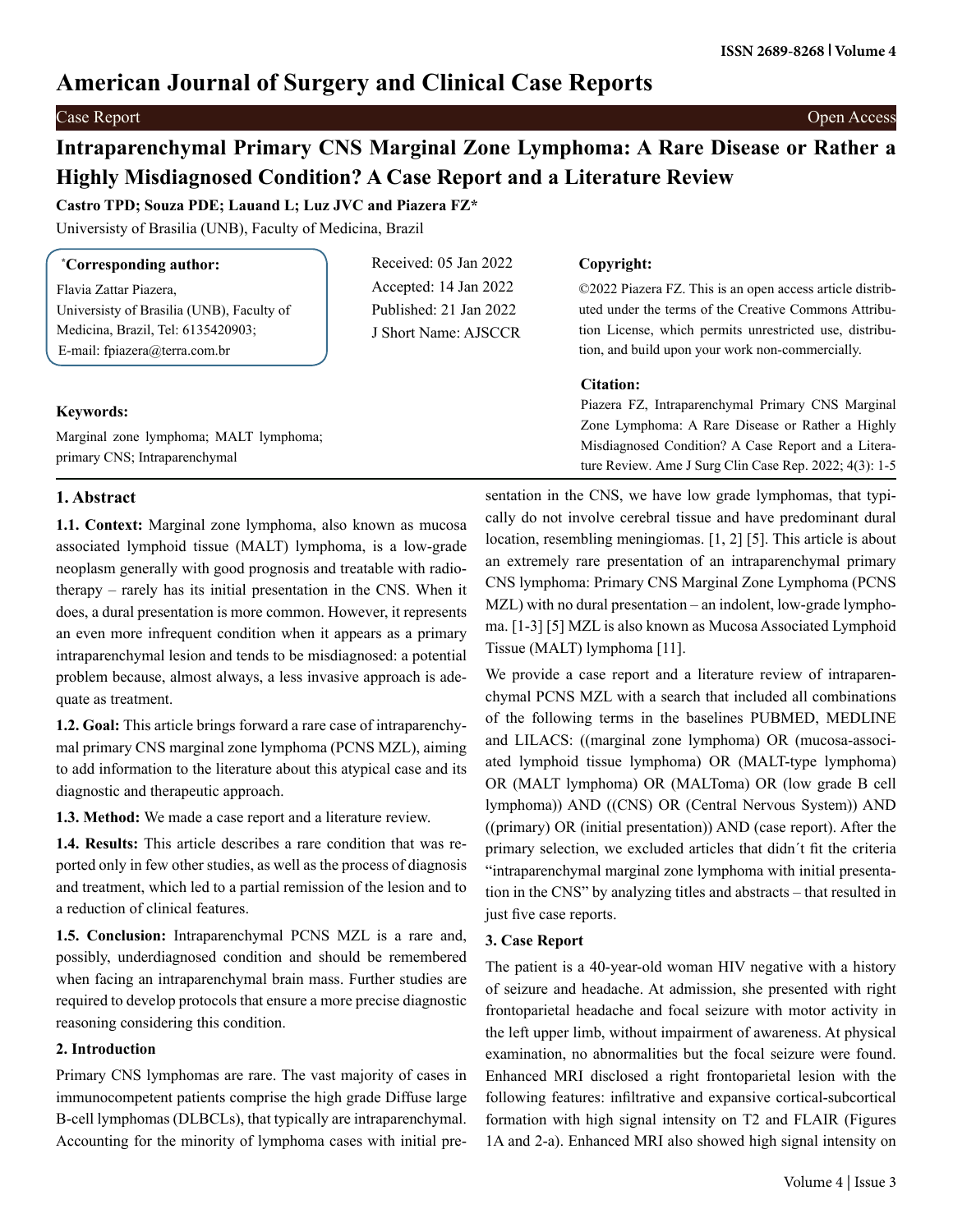# American Journal of Surgery and Clinical Case Reports

Case Report | Open Access

## Intraparenchymal Primary CNS Marginal Zone Lymphoma: A Rare Disease or Rather a Highly Misdiagnosed Condition? A Case Report and a Literature Review

**Castro TPD; Souza PDE; Lauand L; Luz JVC and Piazera FZ***

Universisty of Brasilia (UNB), Faculty of Medicina, Brazil

**\*Corresponding author:**

Flavia Zattar Piazera,
Universisty of Brasilia (UNB), Faculty of Medicina, Brazil, Tel: 6135420903;
E-mail: fpiazera@terra.com.br

Received: 05 Jan 2022
Accepted: 14 Jan 2022
Published: 21 Jan 2022
J Short Name: AJSCCR

**Copyright:**

©2022 Piazera FZ. This is an open access article distributed under the terms of the Creative Commons Attribution License, which permits unrestricted use, distribution, and build upon your work non-commercially.

**Citation:**

Piazera FZ, Intraparenchymal Primary CNS Marginal Zone Lymphoma: A Rare Disease or Rather a Highly Misdiagnosed Condition? A Case Report and a Literature Review. Ame J Surg Clin Case Rep. 2022; 4(3): 1-5

**Keywords:**

Marginal zone lymphoma; MALT lymphoma; primary CNS; Intraparenchymal

### 1. Abstract

**1.1. Context:** Marginal zone lymphoma, also known as mucosa associated lymphoid tissue (MALT) lymphoma, is a low-grade neoplasm generally with good prognosis and treatable with radiotherapy – rarely has its initial presentation in the CNS. When it does, a dural presentation is more common. However, it represents an even more infrequent condition when it appears as a primary intraparenchymal lesion and tends to be misdiagnosed: a potential problem because, almost always, a less invasive approach is adequate as treatment.

**1.2. Goal:** This article brings forward a rare case of intraparenchymal primary CNS marginal zone lymphoma (PCNS MZL), aiming to add information to the literature about this atypical case and its diagnostic and therapeutic approach.

**1.3. Method:** We made a case report and a literature review.

**1.4. Results:** This article describes a rare condition that was reported only in few other studies, as well as the process of diagnosis and treatment, which led to a partial remission of the lesion and to a reduction of clinical features.

**1.5. Conclusion:** Intraparenchymal PCNS MZL is a rare and, possibly, underdiagnosed condition and should be remembered when facing an intraparenchymal brain mass. Further studies are required to develop protocols that ensure a more precise diagnostic reasoning considering this condition.

### 2. Introduction

Primary CNS lymphomas are rare. The vast majority of cases in immunocompetent patients comprise the high grade Diffuse large B-cell lymphomas (DLBCLs), that typically are intraparenchymal. Accounting for the minority of lymphoma cases with initial presentation in the CNS, we have low grade lymphomas, that typically do not involve cerebral tissue and have predominant dural location, resembling meningiomas. [1, 2] [5]. This article is about an extremely rare presentation of an intraparenchymal primary CNS lymphoma: Primary CNS Marginal Zone Lymphoma (PCNS MZL) with no dural presentation – an indolent, low-grade lymphoma. [1-3] [5] MZL is also known as Mucosa Associated Lymphoid Tissue (MALT) lymphoma [11].

We provide a case report and a literature review of intraparenchymal PCNS MZL with a search that included all combinations of the following terms in the baselines PUBMED, MEDLINE and LILACS: ((marginal zone lymphoma) OR (mucosa-associated lymphoid tissue lymphoma) OR (MALT-type lymphoma) OR (MALT lymphoma) OR (MALToma) OR (low grade B cell lymphoma)) AND ((CNS) OR (Central Nervous System)) AND ((primary) OR (initial presentation)) AND (case report). After the primary selection, we excluded articles that didn´t fit the criteria "intraparenchymal marginal zone lymphoma with initial presentation in the CNS" by analyzing titles and abstracts – that resulted in just five case reports.

### 3. Case Report

The patient is a 40-year-old woman HIV negative with a history of seizure and headache. At admission, she presented with right frontoparietal headache and focal seizure with motor activity in the left upper limb, without impairment of awareness. At physical examination, no abnormalities but the focal seizure were found. Enhanced MRI disclosed a right frontoparietal lesion with the following features: infiltrative and expansive cortical-subcortical formation with high signal intensity on T2 and FLAIR (Figures 1A and 2-a). Enhanced MRI also showed high signal intensity on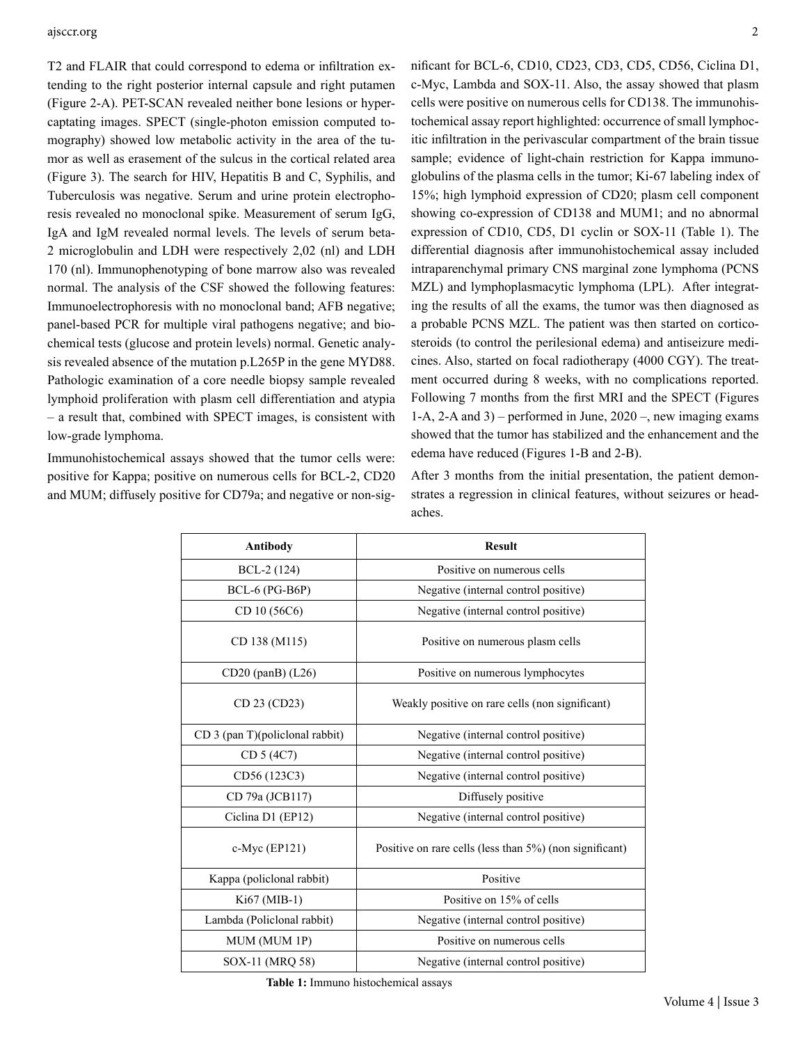T2 and FLAIR that could correspond to edema or infiltration extending to the right posterior internal capsule and right putamen (Figure 2-A). PET-SCAN revealed neither bone lesions or hypercaptating images. SPECT (single-photon emission computed tomography) showed low metabolic activity in the area of the tumor as well as erasement of the sulcus in the cortical related area (Figure 3). The search for HIV, Hepatitis B and C, Syphilis, and Tuberculosis was negative. Serum and urine protein electrophoresis revealed no monoclonal spike. Measurement of serum IgG, IgA and IgM revealed normal levels. The levels of serum beta-2 microglobulin and LDH were respectively 2,02 (nl) and LDH 170 (nl). Immunophenotyping of bone marrow also was revealed normal. The analysis of the CSF showed the following features: Immunoelectrophoresis with no monoclonal band; AFB negative; panel-based PCR for multiple viral pathogens negative; and biochemical tests (glucose and protein levels) normal. Genetic analysis revealed absence of the mutation p.L265P in the gene MYD88. Pathologic examination of a core needle biopsy sample revealed lymphoid proliferation with plasm cell differentiation and atypia – a result that, combined with SPECT images, is consistent with low-grade lymphoma.

Immunohistochemical assays showed that the tumor cells were: positive for Kappa; positive on numerous cells for BCL-2, CD20 and MUM; diffusely positive for CD79a; and negative or non-significant for BCL-6, CD10, CD23, CD3, CD5, CD56, Ciclina D1, c-Myc, Lambda and SOX-11. Also, the assay showed that plasm cells were positive on numerous cells for CD138. The immunohistochemical assay report highlighted: occurrence of small lymphocitic infiltration in the perivascular compartment of the brain tissue sample; evidence of light-chain restriction for Kappa immunoglobulins of the plasma cells in the tumor; Ki-67 labeling index of 15%; high lymphoid expression of CD20; plasm cell component showing co-expression of CD138 and MUM1; and no abnormal expression of CD10, CD5, D1 cyclin or SOX-11 (Table 1). The differential diagnosis after immunohistochemical assay included intraparenchymal primary CNS marginal zone lymphoma (PCNS MZL) and lymphoplasmacytic lymphoma (LPL). After integrating the results of all the exams, the tumor was then diagnosed as a probable PCNS MZL. The patient was then started on corticosteroids (to control the perilesional edema) and antiseizure medicines. Also, started on focal radiotherapy (4000 CGY). The treatment occurred during 8 weeks, with no complications reported. Following 7 months from the first MRI and the SPECT (Figures 1-A, 2-A and 3) – performed in June, 2020 –, new imaging exams showed that the tumor has stabilized and the enhancement and the edema have reduced (Figures 1-B and 2-B).

After 3 months from the initial presentation, the patient demonstrates a regression in clinical features, without seizures or headaches.

| Antibody | Result |
|---|---|
| BCL-2 (124) | Positive on numerous cells |
| BCL-6 (PG-B6P) | Negative (internal control positive) |
| CD 10 (56C6) | Negative (internal control positive) |
| CD 138 (M115) | Positive on numerous plasm cells |
| CD20 (panB) (L26) | Positive on numerous lymphocytes |
| CD 23 (CD23) | Weakly positive on rare cells (non significant) |
| CD 3 (pan T)(policlonal rabbit) | Negative (internal control positive) |
| CD 5 (4C7) | Negative (internal control positive) |
| CD56 (123C3) | Negative (internal control positive) |
| CD 79a (JCB117) | Diffusely positive |
| Ciclina D1 (EP12) | Negative (internal control positive) |
| c-Myc (EP121) | Positive on rare cells (less than 5%) (non significant) |
| Kappa (policlonal rabbit) | Positive |
| Ki67 (MIB-1) | Positive on 15% of cells |
| Lambda (Policlonal rabbit) | Negative (internal control positive) |
| MUM (MUM 1P) | Positive on numerous cells |
| SOX-11 (MRQ 58) | Negative (internal control positive) |

**Table 1:** Immuno histochemical assays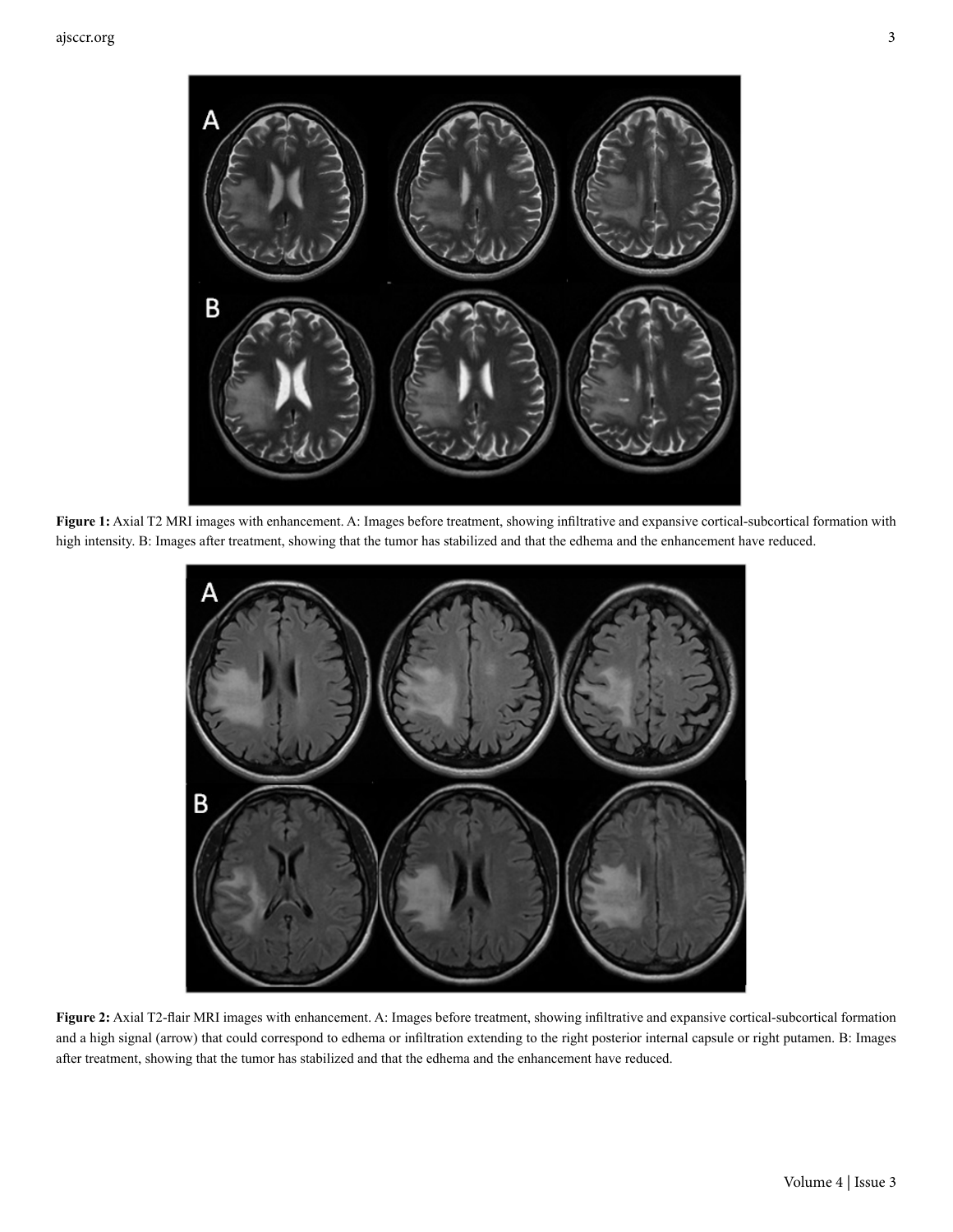**Figure 1:** Axial T2 MRI images with enhancement. A: Images before treatment, showing infiltrative and expansive cortical-subcortical formation with high intensity. B: Images after treatment, showing that the tumor has stabilized and that the edhema and the enhancement have reduced.

**Figure 2:** Axial T2-flair MRI images with enhancement. A: Images before treatment, showing infiltrative and expansive cortical-subcortical formation and a high signal (arrow) that could correspond to edhema or infiltration extending to the right posterior internal capsule or right putamen. B: Images after treatment, showing that the tumor has stabilized and that the edhema and the enhancement have reduced.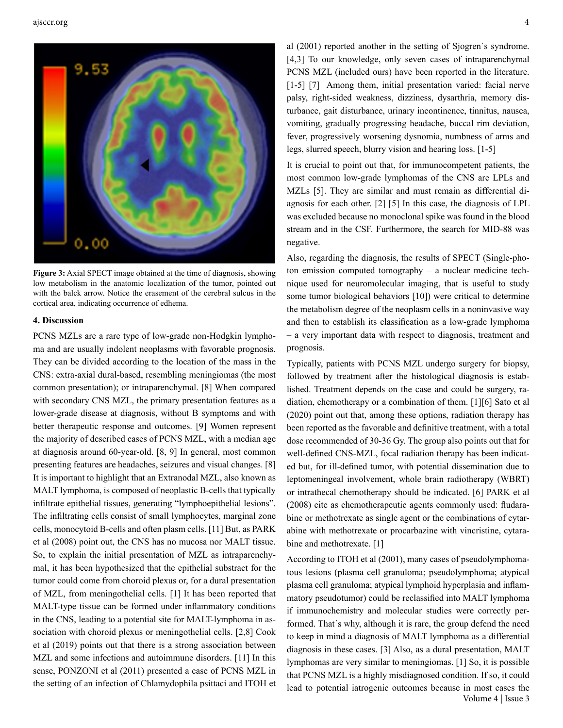Figure 3: Axial SPECT image obtained at the time of diagnosis, showing low metabolism in the anatomic localization of the tumor, pointed out with the balck arrow. Notice the erasement of the cerebral sulcus in the cortical area, indicating occurrence of edhema.

## 4. Discussion

PCNS MZLs are a rare type of low-grade non-Hodgkin lymphoma and are usually indolent neoplasms with favorable prognosis. They can be divided according to the location of the mass in the CNS: extra-axial dural-based, resembling meningiomas (the most common presentation); or intraparenchymal. [8] When compared with secondary CNS MZL, the primary presentation features as a lower-grade disease at diagnosis, without B symptoms and with better therapeutic response and outcomes. [9] Women represent the majority of described cases of PCNS MZL, with a median age at diagnosis around 60-year-old. [8, 9] In general, most common presenting features are headaches, seizures and visual changes. [8] It is important to highlight that an Extranodal MZL, also known as MALT lymphoma, is composed of neoplastic B-cells that typically infiltrate epithelial tissues, generating "lymphoepithelial lesions". The infiltrating cells consist of small lymphocytes, marginal zone cells, monocytoid B-cells and often plasm cells. [11] But, as PARK et al (2008) point out, the CNS has no mucosa nor MALT tissue. So, to explain the initial presentation of MZL as intraparenchymal, it has been hypothesized that the epithelial substract for the tumor could come from choroid plexus or, for a dural presentation of MZL, from meningothelial cells. [1] It has been reported that MALT-type tissue can be formed under inflammatory conditions in the CNS, leading to a potential site for MALT-lymphoma in association with choroid plexus or meningothelial cells. [2,8] Cook et al (2019) points out that there is a strong association between MZL and some infections and autoimmune disorders. [11] In this sense, PONZONI et al (2011) presented a case of PCNS MZL in the setting of an infection of Chlamydophila psittaci and ITOH et al (2001) reported another in the setting of Sjogren´s syndrome. [4,3] To our knowledge, only seven cases of intraparenchymal PCNS MZL (included ours) have been reported in the literature. [1-5] [7] Among them, initial presentation varied: facial nerve palsy, right-sided weakness, dizziness, dysarthria, memory disturbance, gait disturbance, urinary incontinence, tinnitus, nausea, vomiting, gradually progressing headache, buccal rim deviation, fever, progressively worsening dysnomia, numbness of arms and legs, slurred speech, blurry vision and hearing loss. [1-5]

It is crucial to point out that, for immunocompetent patients, the most common low-grade lymphomas of the CNS are LPLs and MZLs [5]. They are similar and must remain as differential diagnosis for each other. [2] [5] In this case, the diagnosis of LPL was excluded because no monoclonal spike was found in the blood stream and in the CSF. Furthermore, the search for MID-88 was negative.

Also, regarding the diagnosis, the results of SPECT (Single-photon emission computed tomography – a nuclear medicine technique used for neuromolecular imaging, that is useful to study some tumor biological behaviors [10]) were critical to determine the metabolism degree of the neoplasm cells in a noninvasive way and then to establish its classification as a low-grade lymphoma – a very important data with respect to diagnosis, treatment and prognosis.

Typically, patients with PCNS MZL undergo surgery for biopsy, followed by treatment after the histological diagnosis is established. Treatment depends on the case and could be surgery, radiation, chemotherapy or a combination of them. [1][6] Sato et al (2020) point out that, among these options, radiation therapy has been reported as the favorable and definitive treatment, with a total dose recommended of 30-36 Gy. The group also points out that for well-defined CNS-MZL, focal radiation therapy has been indicated but, for ill-defined tumor, with potential dissemination due to leptomeningeal involvement, whole brain radiotherapy (WBRT) or intrathecal chemotherapy should be indicated. [6] PARK et al (2008) cite as chemotherapeutic agents commonly used: fludarabine or methotrexate as single agent or the combinations of cytarabine with methotrexate or procarbazine with vincristine, cytarabine and methotrexate. [1]

According to ITOH et al (2001), many cases of pseudolymphomatous lesions (plasma cell granuloma; pseudolymphoma; atypical plasma cell granuloma; atypical lymphoid hyperplasia and inflammatory pseudotumor) could be reclassified into MALT lymphoma if immunochemistry and molecular studies were correctly performed. That´s why, although it is rare, the group defend the need to keep in mind a diagnosis of MALT lymphoma as a differential diagnosis in these cases. [3] Also, as a dural presentation, MALT lymphomas are very similar to meningiomas. [1] So, it is possible that PCNS MZL is a highly misdiagnosed condition. If so, it could lead to potential iatrogenic outcomes because in most cases the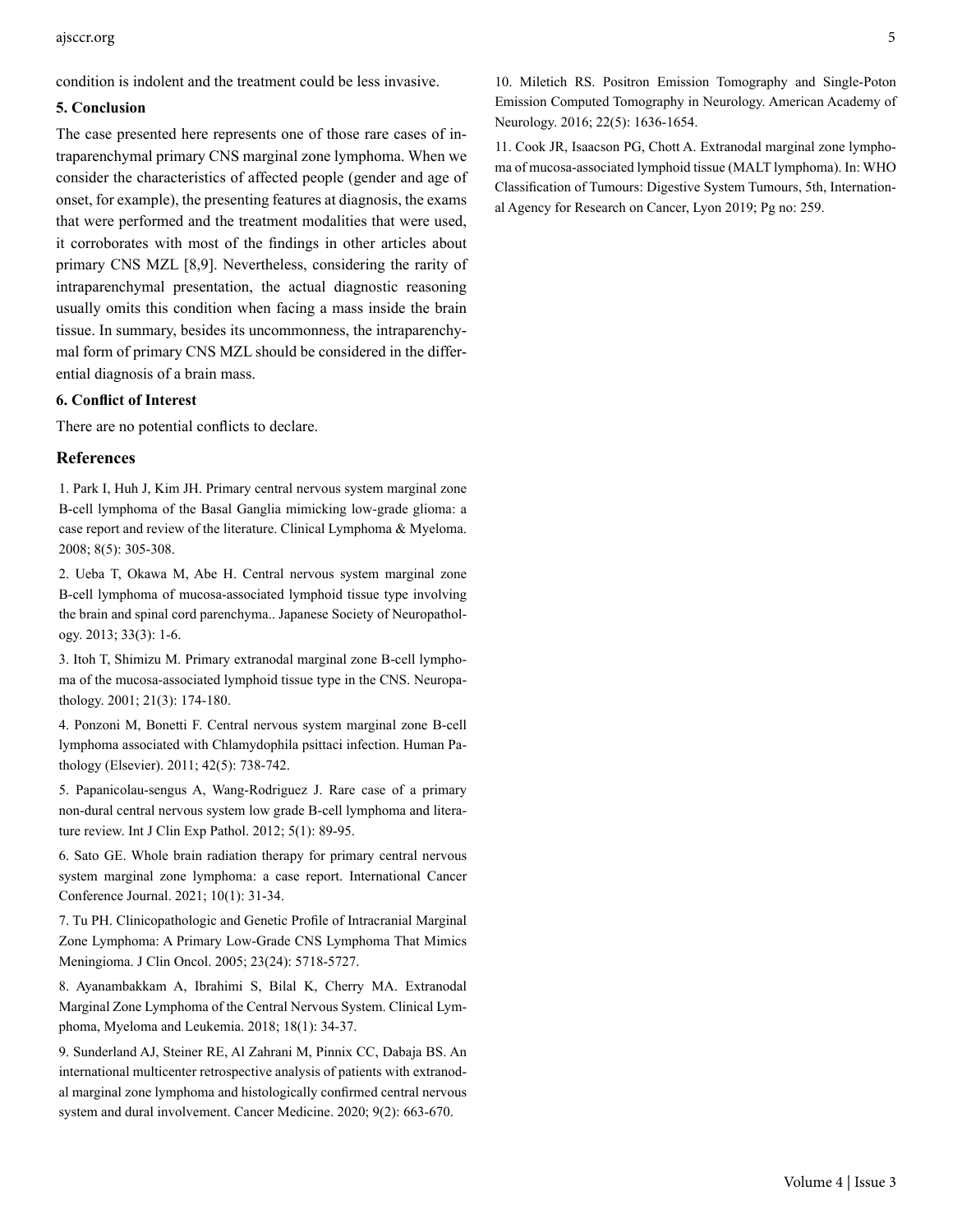condition is indolent and the treatment could be less invasive.

### 5. Conclusion

The case presented here represents one of those rare cases of intraparenchymal primary CNS marginal zone lymphoma. When we consider the characteristics of affected people (gender and age of onset, for example), the presenting features at diagnosis, the exams that were performed and the treatment modalities that were used, it corroborates with most of the findings in other articles about primary CNS MZL [8,9]. Nevertheless, considering the rarity of intraparenchymal presentation, the actual diagnostic reasoning usually omits this condition when facing a mass inside the brain tissue. In summary, besides its uncommonness, the intraparenchymal form of primary CNS MZL should be considered in the differential diagnosis of a brain mass.

### 6. Conflict of Interest

There are no potential conflicts to declare.

## References

1. Park I, Huh J, Kim JH. Primary central nervous system marginal zone B-cell lymphoma of the Basal Ganglia mimicking low-grade glioma: a case report and review of the literature. Clinical Lymphoma & Myeloma. 2008; 8(5): 305-308.

2. Ueba T, Okawa M, Abe H. Central nervous system marginal zone B-cell lymphoma of mucosa-associated lymphoid tissue type involving the brain and spinal cord parenchyma.. Japanese Society of Neuropathology. 2013; 33(3): 1-6.

3. Itoh T, Shimizu M. Primary extranodal marginal zone B-cell lymphoma of the mucosa-associated lymphoid tissue type in the CNS. Neuropathology. 2001; 21(3): 174-180.

4. Ponzoni M, Bonetti F. Central nervous system marginal zone B-cell lymphoma associated with Chlamydophila psittaci infection. Human Pathology (Elsevier). 2011; 42(5): 738-742.

5. Papanicolau-sengus A, Wang-Rodriguez J. Rare case of a primary non-dural central nervous system low grade B-cell lymphoma and literature review. Int J Clin Exp Pathol. 2012; 5(1): 89-95.

6. Sato GE. Whole brain radiation therapy for primary central nervous system marginal zone lymphoma: a case report. International Cancer Conference Journal. 2021; 10(1): 31-34.

7. Tu PH. Clinicopathologic and Genetic Profile of Intracranial Marginal Zone Lymphoma: A Primary Low-Grade CNS Lymphoma That Mimics Meningioma. J Clin Oncol. 2005; 23(24): 5718-5727.

8. Ayanambakkam A, Ibrahimi S, Bilal K, Cherry MA. Extranodal Marginal Zone Lymphoma of the Central Nervous System. Clinical Lymphoma, Myeloma and Leukemia. 2018; 18(1): 34-37.

9. Sunderland AJ, Steiner RE, Al Zahrani M, Pinnix CC, Dabaja BS. An international multicenter retrospective analysis of patients with extranodal marginal zone lymphoma and histologically confirmed central nervous system and dural involvement. Cancer Medicine. 2020; 9(2): 663-670.

10. Miletich RS. Positron Emission Tomography and Single-Poton Emission Computed Tomography in Neurology. American Academy of Neurology. 2016; 22(5): 1636-1654.

11. Cook JR, Isaacson PG, Chott A. Extranodal marginal zone lymphoma of mucosa-associated lymphoid tissue (MALT lymphoma). In: WHO Classification of Tumours: Digestive System Tumours, 5th, International Agency for Research on Cancer, Lyon 2019; Pg no: 259.